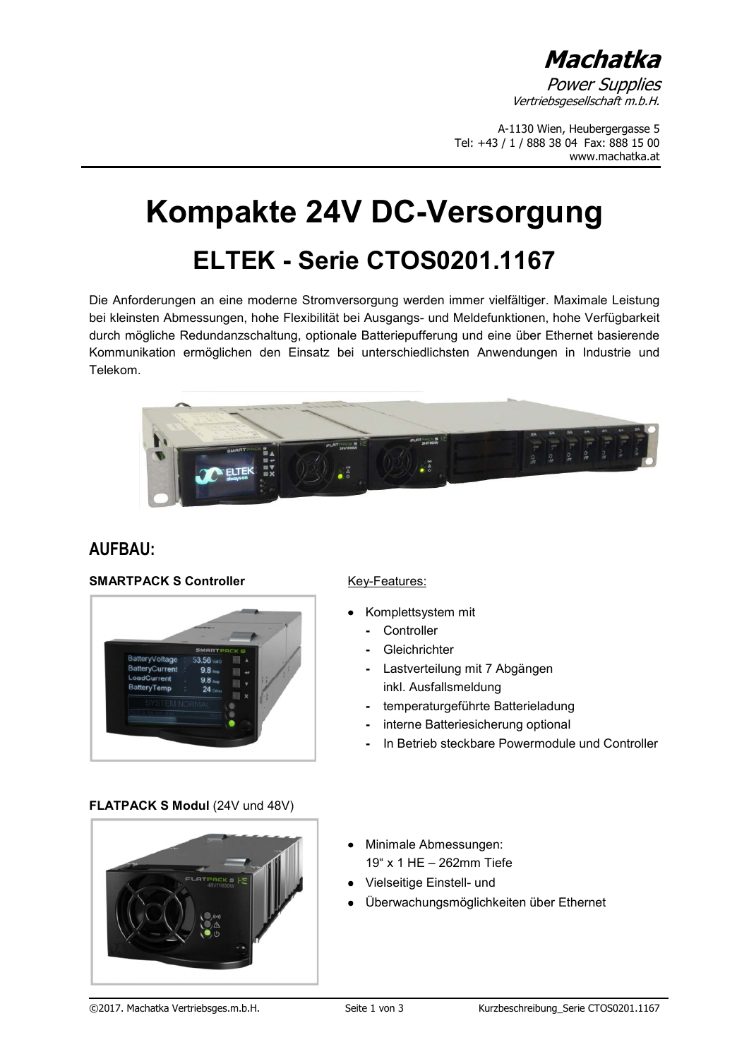**Machatka**
*Power Supplies*
*Vertriebsgesellschaft m.b.H.*

A-1130 Wien, Heubergergasse 5
Tel: +43 / 1 / 888 38 04 Fax: 888 15 00
www.machatka.at

# Kompakte 24V DC-Versorgung

## ELTEK - Serie CTOS0201.1167

Die Anforderungen an eine moderne Stromversorgung werden immer vielfältiger. Maximale Leistung bei kleinsten Abmessungen, hohe Flexibilität bei Ausgangs- und Meldefunktionen, hohe Verfügbarkeit durch mögliche Redundanzschaltung, optionale Batteriepufferung und eine über Ethernet basierende Kommunikation ermöglichen den Einsatz bei unterschiedlichsten Anwendungen in Industrie und Telekom.

## AUFBAU:

**SMARTPACK S Controller**

Key-Features:

- Komplettsystem mit
  - Controller
  - Gleichrichter
  - Lastverteilung mit 7 Abgängen inkl. Ausfallsmeldung
  - temperaturgeführte Batterieladung
  - interne Batteriesicherung optional
  - In Betrieb steckbare Powermodule und Controller

**FLATPACK S Modul** (24V und 48V)

- Minimale Abmessungen: 19" x 1 HE – 262mm Tiefe
- Vielseitige Einstell- und
- Überwachungsmöglichkeiten über Ethernet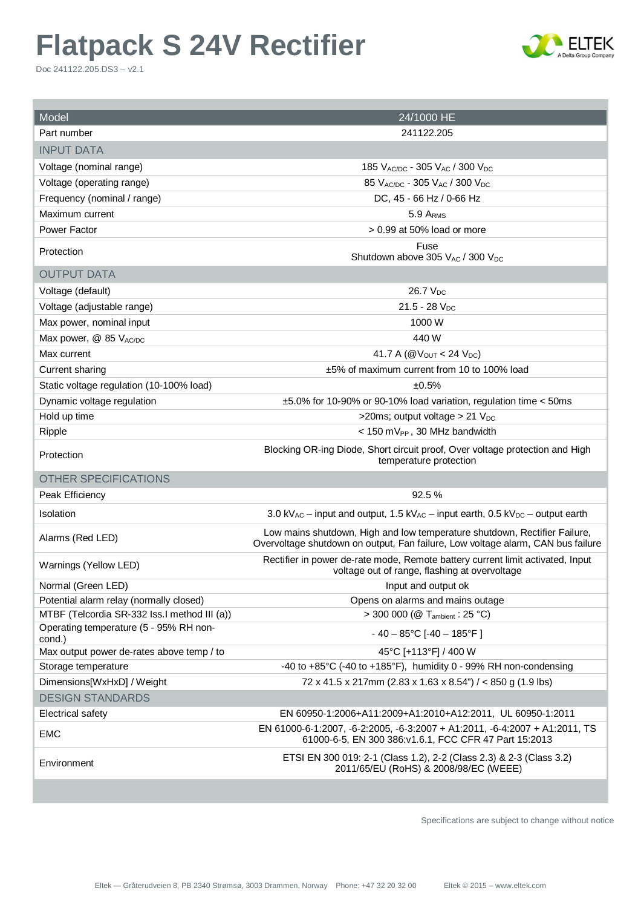# Flatpack S 24V Rectifier

Doc 241122.205.DS3 – v2.1

| Model | 24/1000 HE |
|---|---|
| Part number | 241122.205 |
| **INPUT DATA** | |
| Voltage (nominal range) | 185 $V_{AC/DC}$ - 305 $V_{AC}$ / 300 $V_{DC}$ |
| Voltage (operating range) | 85 $V_{AC/DC}$ - 305 $V_{AC}$ / 300 $V_{DC}$ |
| Frequency (nominal / range) | DC, 45 - 66 Hz / 0-66 Hz |
| Maximum current | 5.9 $A_{RMS}$ |
| Power Factor | > 0.99 at 50% load or more |
| Protection | Fuse<br>Shutdown above 305 $V_{AC}$ / 300 $V_{DC}$ |
| **OUTPUT DATA** | |
| Voltage (default) | 26.7 $V_{DC}$ |
| Voltage (adjustable range) | 21.5 - 28 $V_{DC}$ |
| Max power, nominal input | 1000 W |
| Max power, @ 85 $V_{AC/DC}$ | 440 W |
| Max current | 41.7 A (@$V_{OUT}$ < 24 $V_{DC}$) |
| Current sharing | ±5% of maximum current from 10 to 100% load |
| Static voltage regulation (10-100% load) | ±0.5% |
| Dynamic voltage regulation | ±5.0% for 10-90% or 90-10% load variation, regulation time < 50ms |
| Hold up time | >20ms; output voltage > 21 $V_{DC}$ |
| Ripple | < 150 $mV_{PP}$ , 30 MHz bandwidth |
| Protection | Blocking OR-ing Diode, Short circuit proof, Over voltage protection and High temperature protection |
| **OTHER SPECIFICATIONS** | |
| Peak Efficiency | 92.5 % |
| Isolation | 3.0 $kV_{AC}$ – input and output, 1.5 $kV_{AC}$ – input earth, 0.5 $kV_{DC}$ – output earth |
| Alarms (Red LED) | Low mains shutdown, High and low temperature shutdown, Rectifier Failure, Overvoltage shutdown on output, Fan failure, Low voltage alarm, CAN bus failure |
| Warnings (Yellow LED) | Rectifier in power de-rate mode, Remote battery current limit activated, Input voltage out of range, flashing at overvoltage |
| Normal (Green LED) | Input and output ok |
| Potential alarm relay (normally closed) | Opens on alarms and mains outage |
| MTBF (Telcordia SR-332 Iss.I method III (a)) | > 300 000 (@ $T_{ambient}$ : 25 °C) |
| Operating temperature (5 - 95% RH non-cond.) | - 40 – 85°C [-40 – 185°F ] |
| Max output power de-rates above temp / to | 45°C [+113°F] / 400 W |
| Storage temperature | -40 to +85°C (-40 to +185°F), humidity 0 - 99% RH non-condensing |
| Dimensions[WxHxD] / Weight | 72 x 41.5 x 217mm (2.83 x 1.63 x 8.54") / < 850 g (1.9 lbs) |
| **DESIGN STANDARDS** | |
| Electrical safety | EN 60950-1:2006+A11:2009+A1:2010+A12:2011, UL 60950-1:2011 |
| EMC | EN 61000-6-1:2007, -6-2:2005, -6-3:2007 + A1:2011, -6-4:2007 + A1:2011, TS 61000-6-5, EN 300 386:v1.6.1, FCC CFR 47 Part 15:2013 |
| Environment | ETSI EN 300 019: 2-1 (Class 1.2), 2-2 (Class 2.3) & 2-3 (Class 3.2)<br>2011/65/EU (RoHS) & 2008/98/EC (WEEE) |

Specifications are subject to change without notice

Eltek — Gråterudveien 8, PB 2340 Strømsø, 3003 Drammen, Norway Phone: +47 32 20 32 00 Eltek © 2015 – www.eltek.com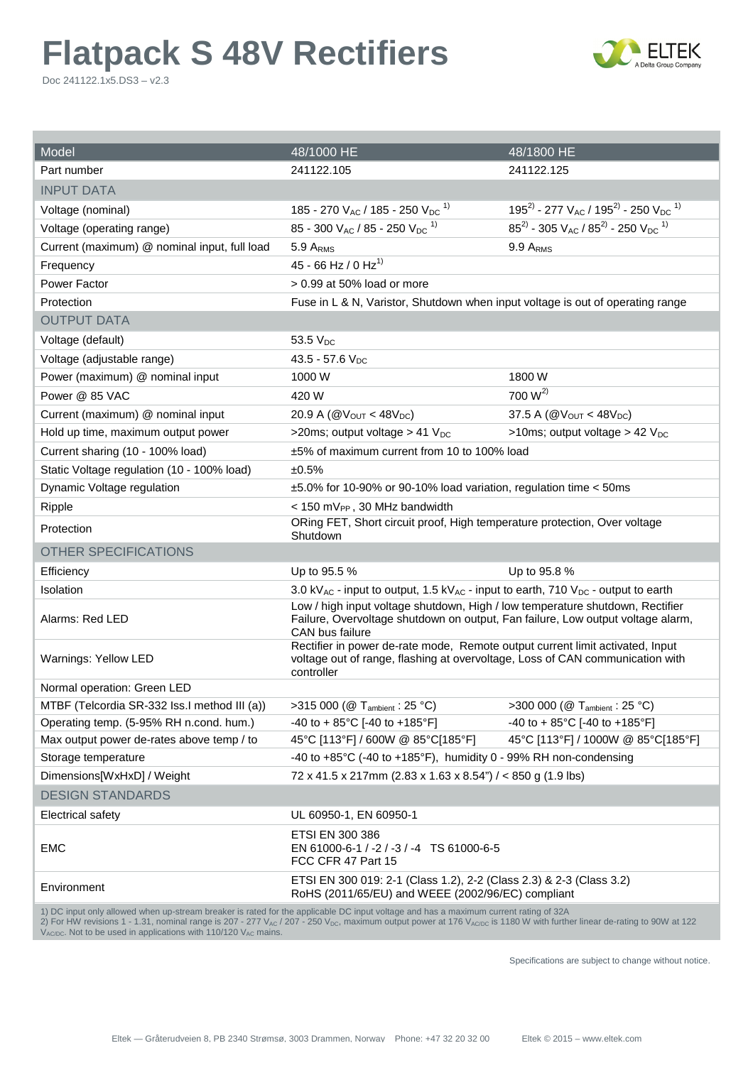# Flatpack S 48V Rectifiers

Doc 241122.1x5.DS3 – v2.3

| Model | 48/1000 HE | 48/1800 HE |
|---|---|---|
| Part number | 241122.105 | 241122.125 |
| **INPUT DATA** | | |
| Voltage (nominal) | 185 - 270 $V_{AC}$ / 185 - 250 $V_{DC}$ [1] | 195[2] - 277 $V_{AC}$ / 195[2] - 250 $V_{DC}$ [1] |
| Voltage (operating range) | 85 - 300 $V_{AC}$ / 85 - 250 $V_{DC}$ [1] | 85[2] - 305 $V_{AC}$ / 85[2] - 250 $V_{DC}$ [1] |
| Current (maximum) @ nominal input, full load | 5.9 $A_{RMS}$ | 9.9 $A_{RMS}$ |
| Frequency | 45 - 66 Hz / 0 Hz[1] | |
| Power Factor | > 0.99 at 50% load or more | |
| Protection | Fuse in L & N, Varistor, Shutdown when input voltage is out of operating range | |
| **OUTPUT DATA** | | |
| Voltage (default) | 53.5 $V_{DC}$ | |
| Voltage (adjustable range) | 43.5 - 57.6 $V_{DC}$ | |
| Power (maximum) @ nominal input | 1000 W | 1800 W |
| Power @ 85 VAC | 420 W | 700 W[2] |
| Current (maximum) @ nominal input | 20.9 A (@$V_{OUT}$ < 48$V_{DC}$) | 37.5 A (@$V_{OUT}$ < 48$V_{DC}$) |
| Hold up time, maximum output power | >20ms; output voltage > 41 $V_{DC}$ | >10ms; output voltage > 42 $V_{DC}$ |
| Current sharing (10 - 100% load) | ±5% of maximum current from 10 to 100% load | |
| Static Voltage regulation (10 - 100% load) | ±0.5% | |
| Dynamic Voltage regulation | ±5.0% for 10-90% or 90-10% load variation, regulation time < 50ms | |
| Ripple | < 150 $mV_{PP}$ , 30 MHz bandwidth | |
| Protection | ORing FET, Short circuit proof, High temperature protection, Over voltage Shutdown | |
| **OTHER SPECIFICATIONS** | | |
| Efficiency | Up to 95.5 % | Up to 95.8 % |
| Isolation | 3.0 $kV_{AC}$ - input to output, 1.5 $kV_{AC}$ - input to earth, 710 $V_{DC}$ - output to earth | |
| Alarms: Red LED | Low / high input voltage shutdown, High / low temperature shutdown, Rectifier Failure, Overvoltage shutdown on output, Fan failure, Low output voltage alarm, CAN bus failure | |
| Warnings: Yellow LED | Rectifier in power de-rate mode, Remote output current limit activated, Input voltage out of range, flashing at overvoltage, Loss of CAN communication with controller | |
| Normal operation: Green LED | | |
| MTBF (Telcordia SR-332 Iss.I method III (a)) | >315 000 (@ $T_{ambient}$ : 25 °C) | >300 000 (@ $T_{ambient}$ : 25 °C) |
| Operating temp. (5-95% RH n.cond. hum.) | -40 to + 85°C [-40 to +185°F] | -40 to + 85°C [-40 to +185°F] |
| Max output power de-rates above temp / to | 45°C [113°F] / 600W @ 85°C[185°F] | 45°C [113°F] / 1000W @ 85°C[185°F] |
| Storage temperature | -40 to +85°C (-40 to +185°F), humidity 0 - 99% RH non-condensing | |
| Dimensions[WxHxD] / Weight | 72 x 41.5 x 217mm (2.83 x 1.63 x 8.54") / < 850 g (1.9 lbs) | |
| **DESIGN STANDARDS** | | |
| Electrical safety | UL 60950-1, EN 60950-1 | |
| EMC | ETSI EN 300 386<br>EN 61000-6-1 / -2 / -3 / -4 TS 61000-6-5<br>FCC CFR 47 Part 15 | |
| Environment | ETSI EN 300 019: 2-1 (Class 1.2), 2-2 (Class 2.3) & 2-3 (Class 3.2)<br>RoHS (2011/65/EU) and WEEE (2002/96/EC) compliant | |

1) DC input only allowed when up-stream breaker is rated for the applicable DC input voltage and has a maximum current rating of 32A
2) For HW revisions 1 - 1.31, nominal range is 207 - 277 $V_{AC}$ / 207 - 250 $V_{DC}$, maximum output power at 176 $V_{AC/DC}$ is 1180 W with further linear de-rating to 90W at 122 $V_{AC/DC}$. Not to be used in applications with 110/120 $V_{AC}$ mains.

Specifications are subject to change without notice.

Eltek — Gråterudveien 8, PB 2340 Strømsø, 3003 Drammen, Norway Phone: +47 32 20 32 00 Eltek © 2015 – www.eltek.com